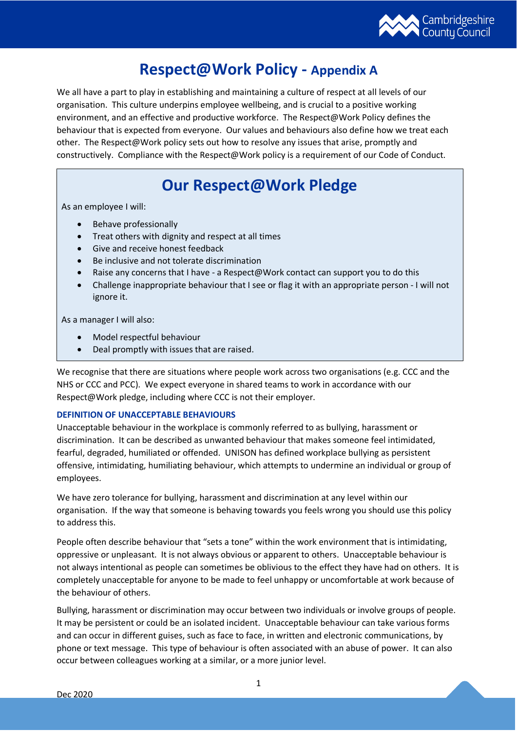# Respect@Work Policy - Appendix A

We all have a part to play in establishing and maintaining a culture of respect at all levels of our organisation. This culture underpins employee wellbeing, and is crucial to a positive working environment, and an effective and productive workforce. The Respect@Work Policy defines the behaviour that is expected from everyone. Our values and behaviours also define how we treat each other. The Respect@Work policy sets out how to resolve any issues that arise, promptly and constructively. Compliance with the Respect@Work policy is a requirement of our Code of Conduct.

## Our Respect@Work Pledge

As an employee I will:

- Behave professionally
- Treat others with dignity and respect at all times
- Give and receive honest feedback
- Be inclusive and not tolerate discrimination
- Raise any concerns that I have - a Respect@Work contact can support you to do this
- Challenge inappropriate behaviour that I see or flag it with an appropriate person - I will not ignore it.

As a manager I will also:

- Model respectful behaviour
- Deal promptly with issues that are raised.

We recognise that there are situations where people work across two organisations (e.g. CCC and the NHS or CCC and PCC). We expect everyone in shared teams to work in accordance with our Respect@Work pledge, including where CCC is not their employer.

### DEFINITION OF UNACCEPTABLE BEHAVIOURS

Unacceptable behaviour in the workplace is commonly referred to as bullying, harassment or discrimination. It can be described as unwanted behaviour that makes someone feel intimidated, fearful, degraded, humiliated or offended. UNISON has defined workplace bullying as persistent offensive, intimidating, humiliating behaviour, which attempts to undermine an individual or group of employees.

We have zero tolerance for bullying, harassment and discrimination at any level within our organisation. If the way that someone is behaving towards you feels wrong you should use this policy to address this.

People often describe behaviour that "sets a tone" within the work environment that is intimidating, oppressive or unpleasant. It is not always obvious or apparent to others. Unacceptable behaviour is not always intentional as people can sometimes be oblivious to the effect they have had on others. It is completely unacceptable for anyone to be made to feel unhappy or uncomfortable at work because of the behaviour of others.

Bullying, harassment or discrimination may occur between two individuals or involve groups of people. It may be persistent or could be an isolated incident. Unacceptable behaviour can take various forms and can occur in different guises, such as face to face, in written and electronic communications, by phone or text message. This type of behaviour is often associated with an abuse of power. It can also occur between colleagues working at a similar, or a more junior level.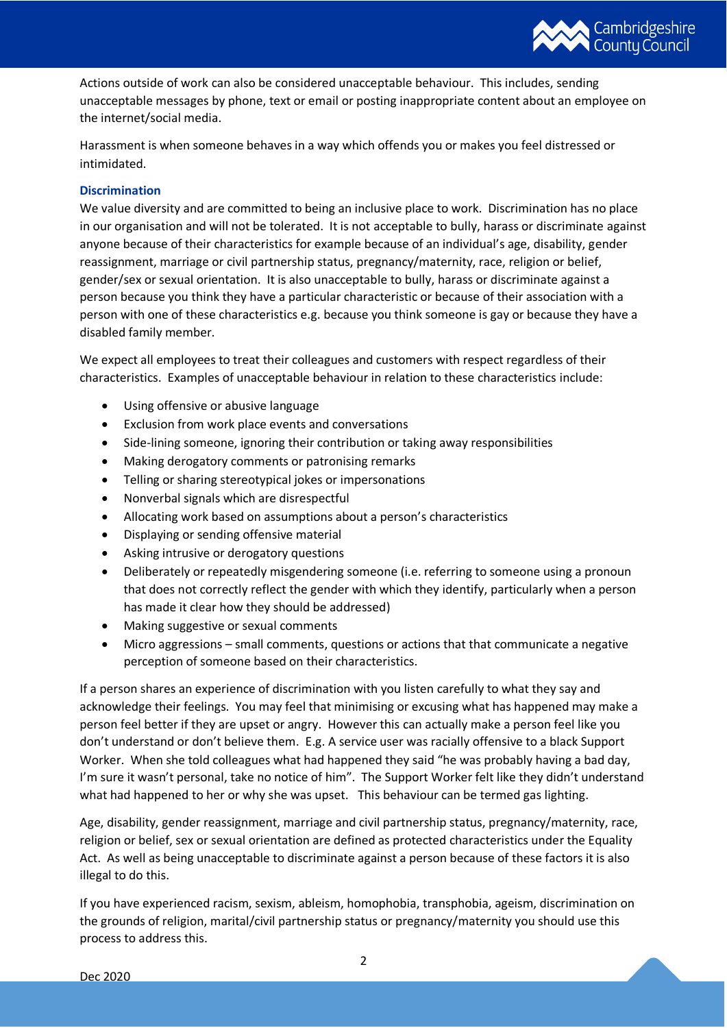Actions outside of work can also be considered unacceptable behaviour. This includes, sending unacceptable messages by phone, text or email or posting inappropriate content about an employee on the internet/social media.

Harassment is when someone behaves in a way which offends you or makes you feel distressed or intimidated.

### Discrimination

We value diversity and are committed to being an inclusive place to work. Discrimination has no place in our organisation and will not be tolerated. It is not acceptable to bully, harass or discriminate against anyone because of their characteristics for example because of an individual's age, disability, gender reassignment, marriage or civil partnership status, pregnancy/maternity, race, religion or belief, gender/sex or sexual orientation. It is also unacceptable to bully, harass or discriminate against a person because you think they have a particular characteristic or because of their association with a person with one of these characteristics e.g. because you think someone is gay or because they have a disabled family member.

We expect all employees to treat their colleagues and customers with respect regardless of their characteristics. Examples of unacceptable behaviour in relation to these characteristics include:

- Using offensive or abusive language
- Exclusion from work place events and conversations
- Side-lining someone, ignoring their contribution or taking away responsibilities
- Making derogatory comments or patronising remarks
- Telling or sharing stereotypical jokes or impersonations
- Nonverbal signals which are disrespectful
- Allocating work based on assumptions about a person's characteristics
- Displaying or sending offensive material
- Asking intrusive or derogatory questions
- Deliberately or repeatedly misgendering someone (i.e. referring to someone using a pronoun that does not correctly reflect the gender with which they identify, particularly when a person has made it clear how they should be addressed)
- Making suggestive or sexual comments
- Micro aggressions – small comments, questions or actions that that communicate a negative perception of someone based on their characteristics.

If a person shares an experience of discrimination with you listen carefully to what they say and acknowledge their feelings. You may feel that minimising or excusing what has happened may make a person feel better if they are upset or angry. However this can actually make a person feel like you don't understand or don't believe them. E.g. A service user was racially offensive to a black Support Worker. When she told colleagues what had happened they said "he was probably having a bad day, I'm sure it wasn't personal, take no notice of him". The Support Worker felt like they didn't understand what had happened to her or why she was upset. This behaviour can be termed gas lighting.

Age, disability, gender reassignment, marriage and civil partnership status, pregnancy/maternity, race, religion or belief, sex or sexual orientation are defined as protected characteristics under the Equality Act. As well as being unacceptable to discriminate against a person because of these factors it is also illegal to do this.

If you have experienced racism, sexism, ableism, homophobia, transphobia, ageism, discrimination on the grounds of religion, marital/civil partnership status or pregnancy/maternity you should use this process to address this.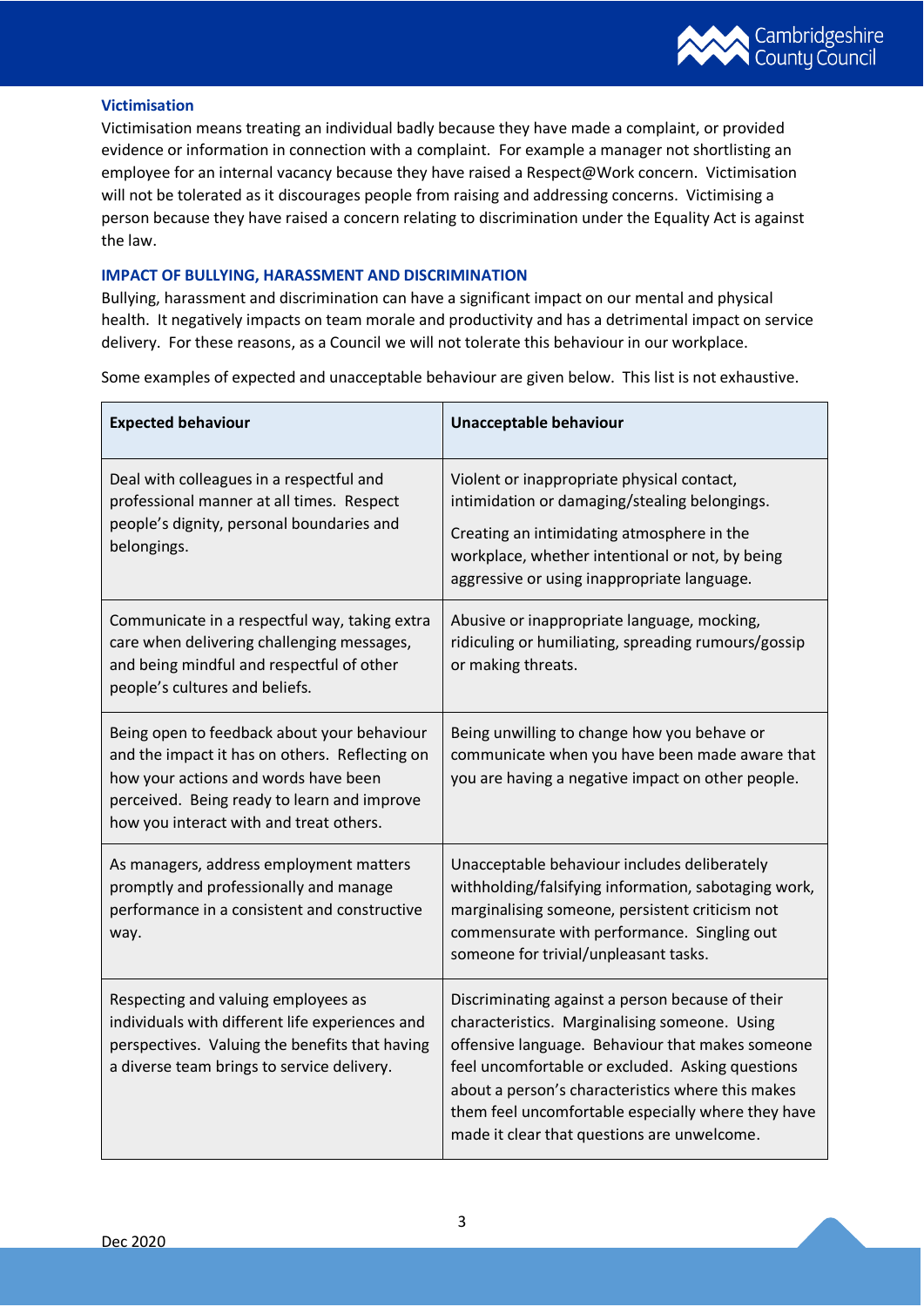### Victimisation

Victimisation means treating an individual badly because they have made a complaint, or provided evidence or information in connection with a complaint. For example a manager not shortlisting an employee for an internal vacancy because they have raised a Respect@Work concern. Victimisation will not be tolerated as it discourages people from raising and addressing concerns. Victimising a person because they have raised a concern relating to discrimination under the Equality Act is against the law.

### IMPACT OF BULLYING, HARASSMENT AND DISCRIMINATION

Bullying, harassment and discrimination can have a significant impact on our mental and physical health. It negatively impacts on team morale and productivity and has a detrimental impact on service delivery. For these reasons, as a Council we will not tolerate this behaviour in our workplace.

Some examples of expected and unacceptable behaviour are given below. This list is not exhaustive.

| Expected behaviour | Unacceptable behaviour |
|---|---|
| Deal with colleagues in a respectful and professional manner at all times. Respect people's dignity, personal boundaries and belongings. | Violent or inappropriate physical contact, intimidation or damaging/stealing belongings.<br><br>Creating an intimidating atmosphere in the workplace, whether intentional or not, by being aggressive or using inappropriate language. |
| Communicate in a respectful way, taking extra care when delivering challenging messages, and being mindful and respectful of other people's cultures and beliefs. | Abusive or inappropriate language, mocking, ridiculing or humiliating, spreading rumours/gossip or making threats. |
| Being open to feedback about your behaviour and the impact it has on others. Reflecting on how your actions and words have been perceived. Being ready to learn and improve how you interact with and treat others. | Being unwilling to change how you behave or communicate when you have been made aware that you are having a negative impact on other people. |
| As managers, address employment matters promptly and professionally and manage performance in a consistent and constructive way. | Unacceptable behaviour includes deliberately withholding/falsifying information, sabotaging work, marginalising someone, persistent criticism not commensurate with performance. Singling out someone for trivial/unpleasant tasks. |
| Respecting and valuing employees as individuals with different life experiences and perspectives. Valuing the benefits that having a diverse team brings to service delivery. | Discriminating against a person because of their characteristics. Marginalising someone. Using offensive language. Behaviour that makes someone feel uncomfortable or excluded. Asking questions about a person's characteristics where this makes them feel uncomfortable especially where they have made it clear that questions are unwelcome. |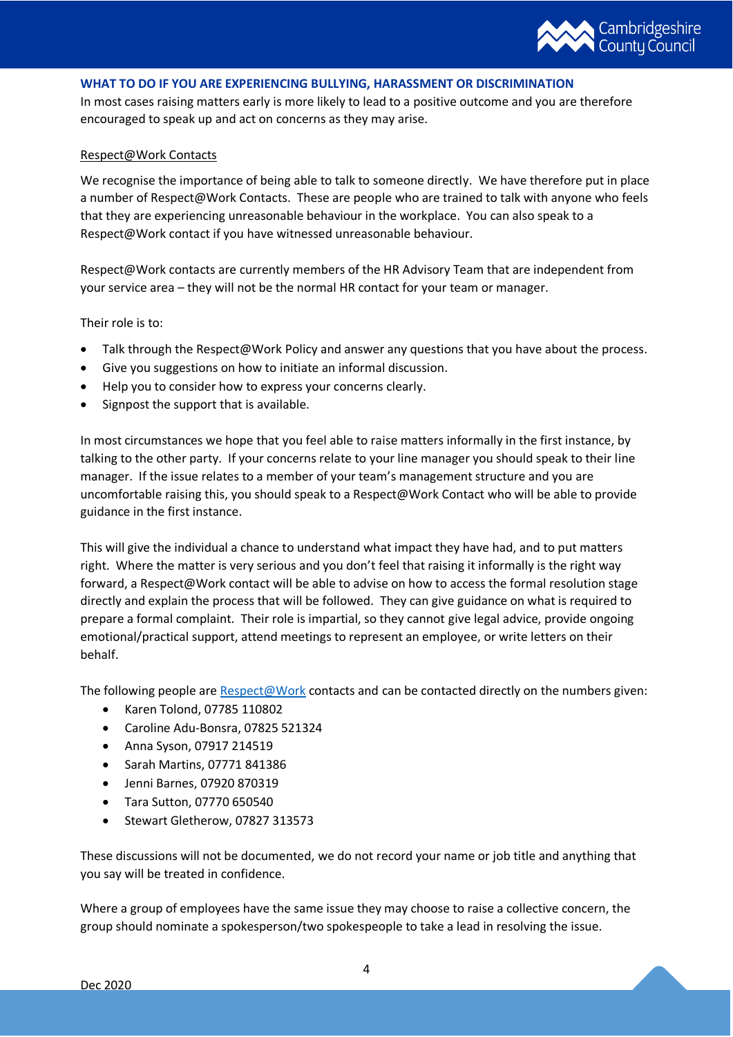## WHAT TO DO IF YOU ARE EXPERIENCING BULLYING, HARASSMENT OR DISCRIMINATION

In most cases raising matters early is more likely to lead to a positive outcome and you are therefore encouraged to speak up and act on concerns as they may arise.

### Respect@Work Contacts

We recognise the importance of being able to talk to someone directly. We have therefore put in place a number of Respect@Work Contacts. These are people who are trained to talk with anyone who feels that they are experiencing unreasonable behaviour in the workplace. You can also speak to a Respect@Work contact if you have witnessed unreasonable behaviour.

Respect@Work contacts are currently members of the HR Advisory Team that are independent from your service area – they will not be the normal HR contact for your team or manager.

Their role is to:

- Talk through the Respect@Work Policy and answer any questions that you have about the process.
- Give you suggestions on how to initiate an informal discussion.
- Help you to consider how to express your concerns clearly.
- Signpost the support that is available.

In most circumstances we hope that you feel able to raise matters informally in the first instance, by talking to the other party. If your concerns relate to your line manager you should speak to their line manager. If the issue relates to a member of your team's management structure and you are uncomfortable raising this, you should speak to a Respect@Work Contact who will be able to provide guidance in the first instance.

This will give the individual a chance to understand what impact they have had, and to put matters right. Where the matter is very serious and you don't feel that raising it informally is the right way forward, a Respect@Work contact will be able to advise on how to access the formal resolution stage directly and explain the process that will be followed. They can give guidance on what is required to prepare a formal complaint. Their role is impartial, so they cannot give legal advice, provide ongoing emotional/practical support, attend meetings to represent an employee, or write letters on their behalf.

The following people are Respect@Work contacts and can be contacted directly on the numbers given:

- Karen Tolond, 07785 110802
- Caroline Adu-Bonsra, 07825 521324
- Anna Syson, 07917 214519
- Sarah Martins, 07771 841386
- Jenni Barnes, 07920 870319
- Tara Sutton, 07770 650540
- Stewart Gletherow, 07827 313573

These discussions will not be documented, we do not record your name or job title and anything that you say will be treated in confidence.

Where a group of employees have the same issue they may choose to raise a collective concern, the group should nominate a spokesperson/two spokespeople to take a lead in resolving the issue.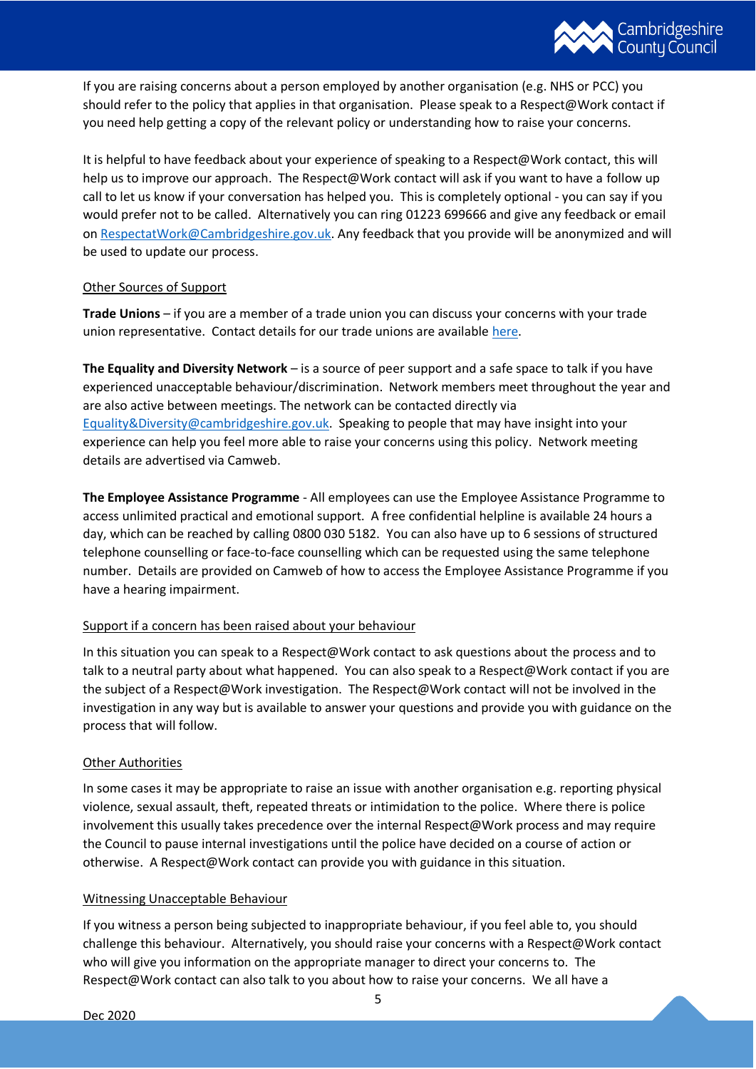If you are raising concerns about a person employed by another organisation (e.g. NHS or PCC) you should refer to the policy that applies in that organisation. Please speak to a Respect@Work contact if you need help getting a copy of the relevant policy or understanding how to raise your concerns.

It is helpful to have feedback about your experience of speaking to a Respect@Work contact, this will help us to improve our approach. The Respect@Work contact will ask if you want to have a follow up call to let us know if your conversation has helped you. This is completely optional - you can say if you would prefer not to be called. Alternatively you can ring 01223 699666 and give any feedback or email on [RespectatWork@Cambridgeshire.gov.uk](mailto:RespectatWork@Cambridgeshire.gov.uk). Any feedback that you provide will be anonymized and will be used to update our process.

<u>Other Sources of Support</u>

**Trade Unions** – if you are a member of a trade union you can discuss your concerns with your trade union representative. Contact details for our trade unions are available here.

**The Equality and Diversity Network** – is a source of peer support and a safe space to talk if you have experienced unacceptable behaviour/discrimination. Network members meet throughout the year and are also active between meetings. The network can be contacted directly via [Equality&Diversity@cambridgeshire.gov.uk](mailto:Equality&Diversity@cambridgeshire.gov.uk). Speaking to people that may have insight into your experience can help you feel more able to raise your concerns using this policy. Network meeting details are advertised via Camweb.

**The Employee Assistance Programme** - All employees can use the Employee Assistance Programme to access unlimited practical and emotional support. A free confidential helpline is available 24 hours a day, which can be reached by calling 0800 030 5182. You can also have up to 6 sessions of structured telephone counselling or face-to-face counselling which can be requested using the same telephone number. Details are provided on Camweb of how to access the Employee Assistance Programme if you have a hearing impairment.

<u>Support if a concern has been raised about your behaviour</u>

In this situation you can speak to a Respect@Work contact to ask questions about the process and to talk to a neutral party about what happened. You can also speak to a Respect@Work contact if you are the subject of a Respect@Work investigation. The Respect@Work contact will not be involved in the investigation in any way but is available to answer your questions and provide you with guidance on the process that will follow.

<u>Other Authorities</u>

In some cases it may be appropriate to raise an issue with another organisation e.g. reporting physical violence, sexual assault, theft, repeated threats or intimidation to the police. Where there is police involvement this usually takes precedence over the internal Respect@Work process and may require the Council to pause internal investigations until the police have decided on a course of action or otherwise. A Respect@Work contact can provide you with guidance in this situation.

<u>Witnessing Unacceptable Behaviour</u>

If you witness a person being subjected to inappropriate behaviour, if you feel able to, you should challenge this behaviour. Alternatively, you should raise your concerns with a Respect@Work contact who will give you information on the appropriate manager to direct your concerns to. The Respect@Work contact can also talk to you about how to raise your concerns. We all have a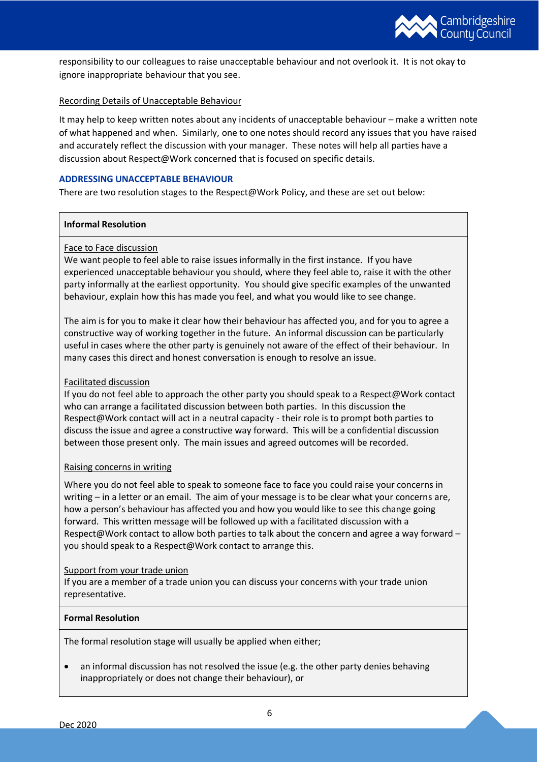responsibility to our colleagues to raise unacceptable behaviour and not overlook it. It is not okay to ignore inappropriate behaviour that you see.

Recording Details of Unacceptable Behaviour

It may help to keep written notes about any incidents of unacceptable behaviour – make a written note of what happened and when. Similarly, one to one notes should record any issues that you have raised and accurately reflect the discussion with your manager. These notes will help all parties have a discussion about Respect@Work concerned that is focused on specific details.

## ADDRESSING UNACCEPTABLE BEHAVIOUR

There are two resolution stages to the Respect@Work Policy, and these are set out below:

### Informal Resolution

Face to Face discussion

We want people to feel able to raise issues informally in the first instance. If you have experienced unacceptable behaviour you should, where they feel able to, raise it with the other party informally at the earliest opportunity. You should give specific examples of the unwanted behaviour, explain how this has made you feel, and what you would like to see change.

The aim is for you to make it clear how their behaviour has affected you, and for you to agree a constructive way of working together in the future. An informal discussion can be particularly useful in cases where the other party is genuinely not aware of the effect of their behaviour. In many cases this direct and honest conversation is enough to resolve an issue.

Facilitated discussion

If you do not feel able to approach the other party you should speak to a Respect@Work contact who can arrange a facilitated discussion between both parties. In this discussion the Respect@Work contact will act in a neutral capacity - their role is to prompt both parties to discuss the issue and agree a constructive way forward. This will be a confidential discussion between those present only. The main issues and agreed outcomes will be recorded.

Raising concerns in writing

Where you do not feel able to speak to someone face to face you could raise your concerns in writing – in a letter or an email. The aim of your message is to be clear what your concerns are, how a person's behaviour has affected you and how you would like to see this change going forward. This written message will be followed up with a facilitated discussion with a Respect@Work contact to allow both parties to talk about the concern and agree a way forward – you should speak to a Respect@Work contact to arrange this.

Support from your trade union

If you are a member of a trade union you can discuss your concerns with your trade union representative.

### Formal Resolution

The formal resolution stage will usually be applied when either;

- an informal discussion has not resolved the issue (e.g. the other party denies behaving inappropriately or does not change their behaviour), or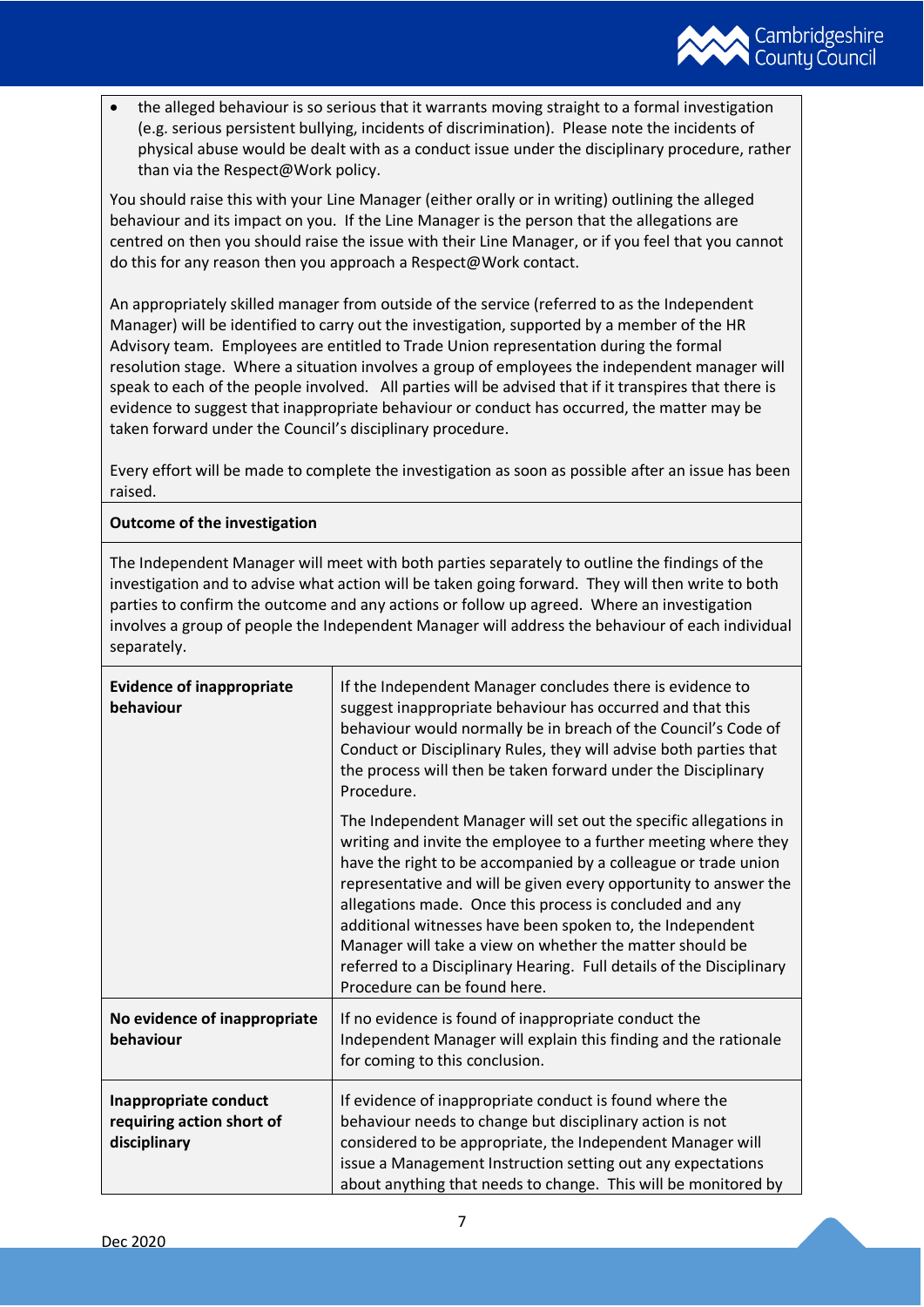- the alleged behaviour is so serious that it warrants moving straight to a formal investigation (e.g. serious persistent bullying, incidents of discrimination). Please note the incidents of physical abuse would be dealt with as a conduct issue under the disciplinary procedure, rather than via the Respect@Work policy.

You should raise this with your Line Manager (either orally or in writing) outlining the alleged behaviour and its impact on you. If the Line Manager is the person that the allegations are centred on then you should raise the issue with their Line Manager, or if you feel that you cannot do this for any reason then you approach a Respect@Work contact.

An appropriately skilled manager from outside of the service (referred to as the Independent Manager) will be identified to carry out the investigation, supported by a member of the HR Advisory team. Employees are entitled to Trade Union representation during the formal resolution stage. Where a situation involves a group of employees the independent manager will speak to each of the people involved. All parties will be advised that if it transpires that there is evidence to suggest that inappropriate behaviour or conduct has occurred, the matter may be taken forward under the Council's disciplinary procedure.

Every effort will be made to complete the investigation as soon as possible after an issue has been raised.

**Outcome of the investigation**

The Independent Manager will meet with both parties separately to outline the findings of the investigation and to advise what action will be taken going forward. They will then write to both parties to confirm the outcome and any actions or follow up agreed. Where an investigation involves a group of people the Independent Manager will address the behaviour of each individual separately.

| | |
|---|---|
| **Evidence of inappropriate behaviour** | If the Independent Manager concludes there is evidence to suggest inappropriate behaviour has occurred and that this behaviour would normally be in breach of the Council's Code of Conduct or Disciplinary Rules, they will advise both parties that the process will then be taken forward under the Disciplinary Procedure.<br><br>The Independent Manager will set out the specific allegations in writing and invite the employee to a further meeting where they have the right to be accompanied by a colleague or trade union representative and will be given every opportunity to answer the allegations made. Once this process is concluded and any additional witnesses have been spoken to, the Independent Manager will take a view on whether the matter should be referred to a Disciplinary Hearing. Full details of the Disciplinary Procedure can be found here. |
| **No evidence of inappropriate behaviour** | If no evidence is found of inappropriate conduct the Independent Manager will explain this finding and the rationale for coming to this conclusion. |
| **Inappropriate conduct requiring action short of disciplinary** | If evidence of inappropriate conduct is found where the behaviour needs to change but disciplinary action is not considered to be appropriate, the Independent Manager will issue a Management Instruction setting out any expectations about anything that needs to change. This will be monitored by |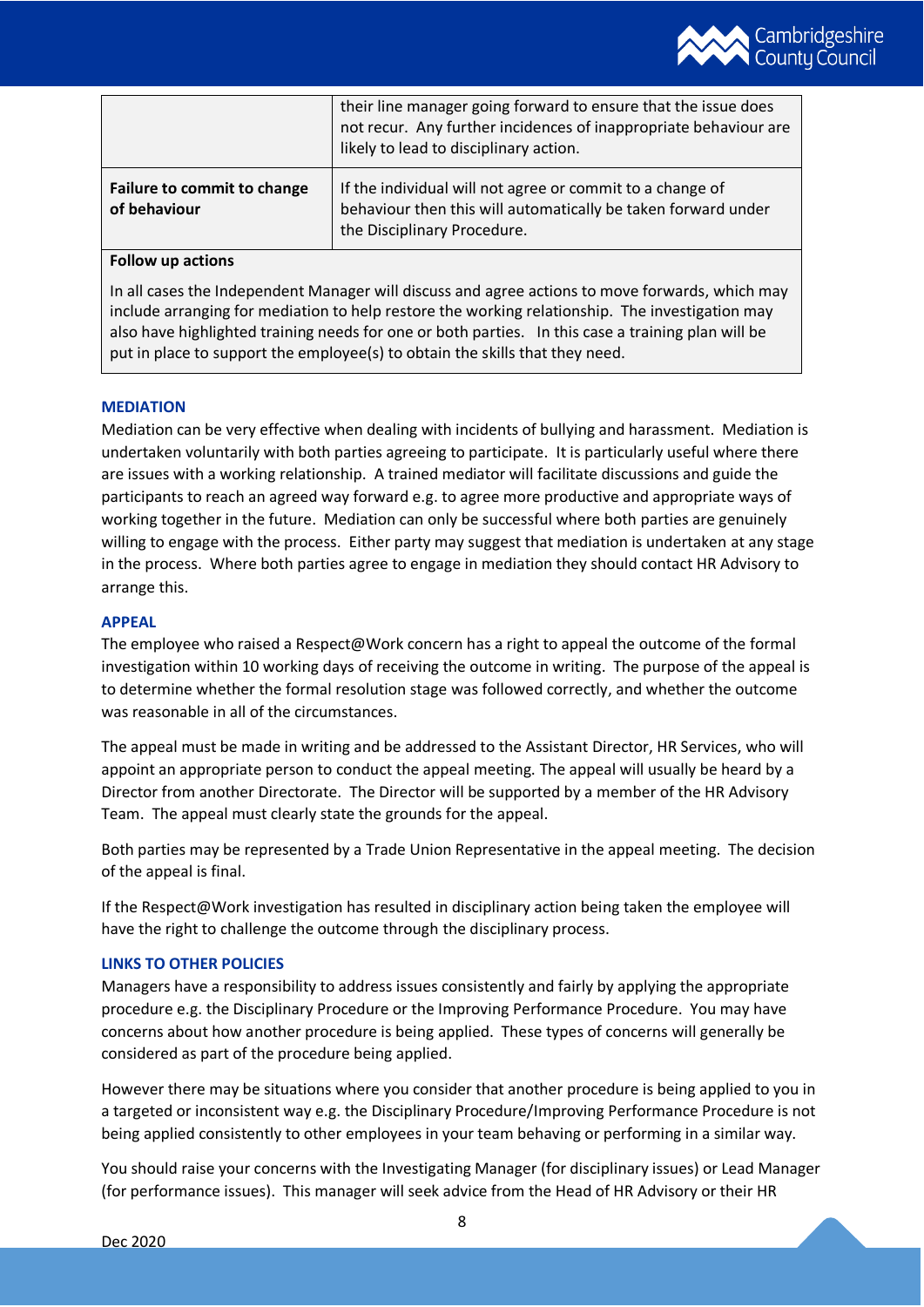|  |  |
| --- | --- |
|  | their line manager going forward to ensure that the issue does not recur. Any further incidences of inappropriate behaviour are likely to lead to disciplinary action. |
| **Failure to commit to change of behaviour** | If the individual will not agree or commit to a change of behaviour then this will automatically be taken forward under the Disciplinary Procedure. |
| **Follow up actions** In all cases the Independent Manager will discuss and agree actions to move forwards, which may include arranging for mediation to help restore the working relationship. The investigation may also have highlighted training needs for one or both parties. In this case a training plan will be put in place to support the employee(s) to obtain the skills that they need. | |

## MEDIATION

Mediation can be very effective when dealing with incidents of bullying and harassment. Mediation is undertaken voluntarily with both parties agreeing to participate. It is particularly useful where there are issues with a working relationship. A trained mediator will facilitate discussions and guide the participants to reach an agreed way forward e.g. to agree more productive and appropriate ways of working together in the future. Mediation can only be successful where both parties are genuinely willing to engage with the process. Either party may suggest that mediation is undertaken at any stage in the process. Where both parties agree to engage in mediation they should contact HR Advisory to arrange this.

## APPEAL

The employee who raised a Respect@Work concern has a right to appeal the outcome of the formal investigation within 10 working days of receiving the outcome in writing. The purpose of the appeal is to determine whether the formal resolution stage was followed correctly, and whether the outcome was reasonable in all of the circumstances.

The appeal must be made in writing and be addressed to the Assistant Director, HR Services, who will appoint an appropriate person to conduct the appeal meeting. The appeal will usually be heard by a Director from another Directorate. The Director will be supported by a member of the HR Advisory Team. The appeal must clearly state the grounds for the appeal.

Both parties may be represented by a Trade Union Representative in the appeal meeting. The decision of the appeal is final.

If the Respect@Work investigation has resulted in disciplinary action being taken the employee will have the right to challenge the outcome through the disciplinary process.

## LINKS TO OTHER POLICIES

Managers have a responsibility to address issues consistently and fairly by applying the appropriate procedure e.g. the Disciplinary Procedure or the Improving Performance Procedure. You may have concerns about how another procedure is being applied. These types of concerns will generally be considered as part of the procedure being applied.

However there may be situations where you consider that another procedure is being applied to you in a targeted or inconsistent way e.g. the Disciplinary Procedure/Improving Performance Procedure is not being applied consistently to other employees in your team behaving or performing in a similar way.

You should raise your concerns with the Investigating Manager (for disciplinary issues) or Lead Manager (for performance issues). This manager will seek advice from the Head of HR Advisory or their HR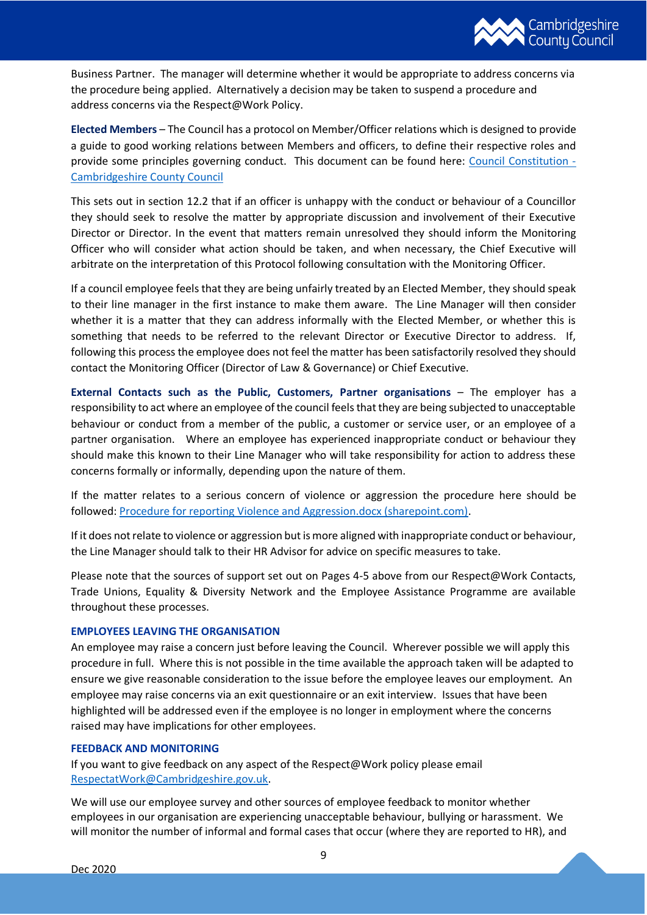Business Partner. The manager will determine whether it would be appropriate to address concerns via the procedure being applied. Alternatively a decision may be taken to suspend a procedure and address concerns via the Respect@Work Policy.

**Elected Members** – The Council has a protocol on Member/Officer relations which is designed to provide a guide to good working relations between Members and officers, to define their respective roles and provide some principles governing conduct. This document can be found here: [Council Constitution - Cambridgeshire County Council]()

This sets out in section 12.2 that if an officer is unhappy with the conduct or behaviour of a Councillor they should seek to resolve the matter by appropriate discussion and involvement of their Executive Director or Director. In the event that matters remain unresolved they should inform the Monitoring Officer who will consider what action should be taken, and when necessary, the Chief Executive will arbitrate on the interpretation of this Protocol following consultation with the Monitoring Officer.

If a council employee feels that they are being unfairly treated by an Elected Member, they should speak to their line manager in the first instance to make them aware. The Line Manager will then consider whether it is a matter that they can address informally with the Elected Member, or whether this is something that needs to be referred to the relevant Director or Executive Director to address. If, following this process the employee does not feel the matter has been satisfactorily resolved they should contact the Monitoring Officer (Director of Law & Governance) or Chief Executive.

**External Contacts such as the Public, Customers, Partner organisations** – The employer has a responsibility to act where an employee of the council feels that they are being subjected to unacceptable behaviour or conduct from a member of the public, a customer or service user, or an employee of a partner organisation. Where an employee has experienced inappropriate conduct or behaviour they should make this known to their Line Manager who will take responsibility for action to address these concerns formally or informally, depending upon the nature of them.

If the matter relates to a serious concern of violence or aggression the procedure here should be followed: [Procedure for reporting Violence and Aggression.docx (sharepoint.com)]().

If it does not relate to violence or aggression but is more aligned with inappropriate conduct or behaviour, the Line Manager should talk to their HR Advisor for advice on specific measures to take.

Please note that the sources of support set out on Pages 4-5 above from our Respect@Work Contacts, Trade Unions, Equality & Diversity Network and the Employee Assistance Programme are available throughout these processes.

### EMPLOYEES LEAVING THE ORGANISATION

An employee may raise a concern just before leaving the Council. Wherever possible we will apply this procedure in full. Where this is not possible in the time available the approach taken will be adapted to ensure we give reasonable consideration to the issue before the employee leaves our employment. An employee may raise concerns via an exit questionnaire or an exit interview. Issues that have been highlighted will be addressed even if the employee is no longer in employment where the concerns raised may have implications for other employees.

### FEEDBACK AND MONITORING

If you want to give feedback on any aspect of the Respect@Work policy please email [RespectatWork@Cambridgeshire.gov.uk]().

We will use our employee survey and other sources of employee feedback to monitor whether employees in our organisation are experiencing unacceptable behaviour, bullying or harassment. We will monitor the number of informal and formal cases that occur (where they are reported to HR), and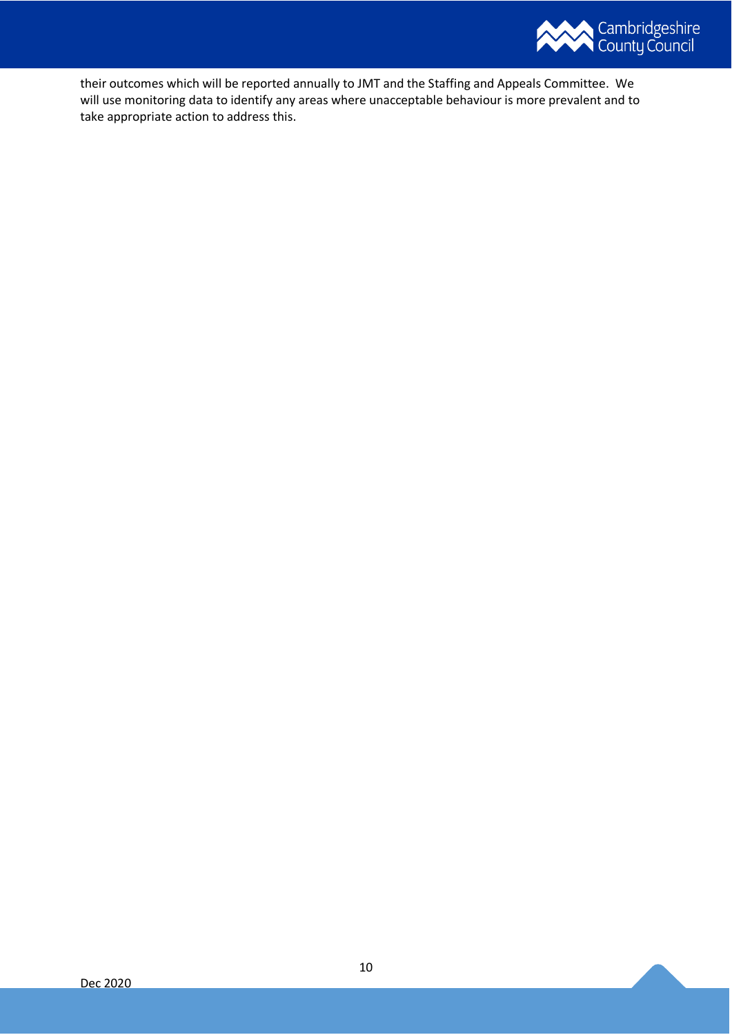their outcomes which will be reported annually to JMT and the Staffing and Appeals Committee. We will use monitoring data to identify any areas where unacceptable behaviour is more prevalent and to take appropriate action to address this.